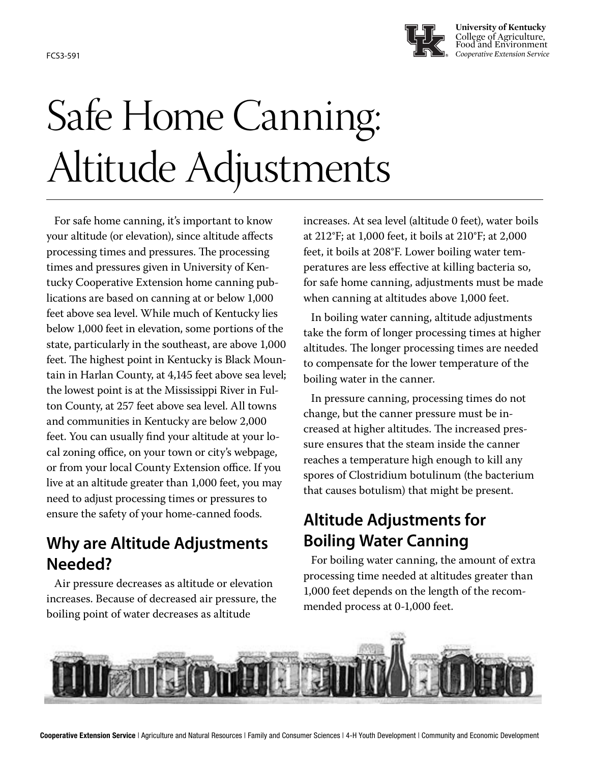FCS3-591

University of Kentucky
College of Agriculture, Food and Environment
*Cooperative Extension Service*

# Safe Home Canning: Altitude Adjustments

For safe home canning, it's important to know your altitude (or elevation), since altitude affects processing times and pressures. The processing times and pressures given in University of Kentucky Cooperative Extension home canning publications are based on canning at or below 1,000 feet above sea level. While much of Kentucky lies below 1,000 feet in elevation, some portions of the state, particularly in the southeast, are above 1,000 feet. The highest point in Kentucky is Black Mountain in Harlan County, at 4,145 feet above sea level; the lowest point is at the Mississippi River in Fulton County, at 257 feet above sea level. All towns and communities in Kentucky are below 2,000 feet. You can usually find your altitude at your local zoning office, on your town or city's webpage, or from your local County Extension office. If you live at an altitude greater than 1,000 feet, you may need to adjust processing times or pressures to ensure the safety of your home-canned foods.

## Why are Altitude Adjustments Needed?

Air pressure decreases as altitude or elevation increases. Because of decreased air pressure, the boiling point of water decreases as altitude increases. At sea level (altitude 0 feet), water boils at 212°F; at 1,000 feet, it boils at 210°F; at 2,000 feet, it boils at 208°F. Lower boiling water temperatures are less effective at killing bacteria so, for safe home canning, adjustments must be made when canning at altitudes above 1,000 feet.

In boiling water canning, altitude adjustments take the form of longer processing times at higher altitudes. The longer processing times are needed to compensate for the lower temperature of the boiling water in the canner.

In pressure canning, processing times do not change, but the canner pressure must be increased at higher altitudes. The increased pressure ensures that the steam inside the canner reaches a temperature high enough to kill any spores of Clostridium botulinum (the bacterium that causes botulism) that might be present.

## Altitude Adjustments for Boiling Water Canning

For boiling water canning, the amount of extra processing time needed at altitudes greater than 1,000 feet depends on the length of the recommended process at 0-1,000 feet.

**Cooperative Extension Service** | Agriculture and Natural Resources | Family and Consumer Sciences | 4-H Youth Development | Community and Economic Development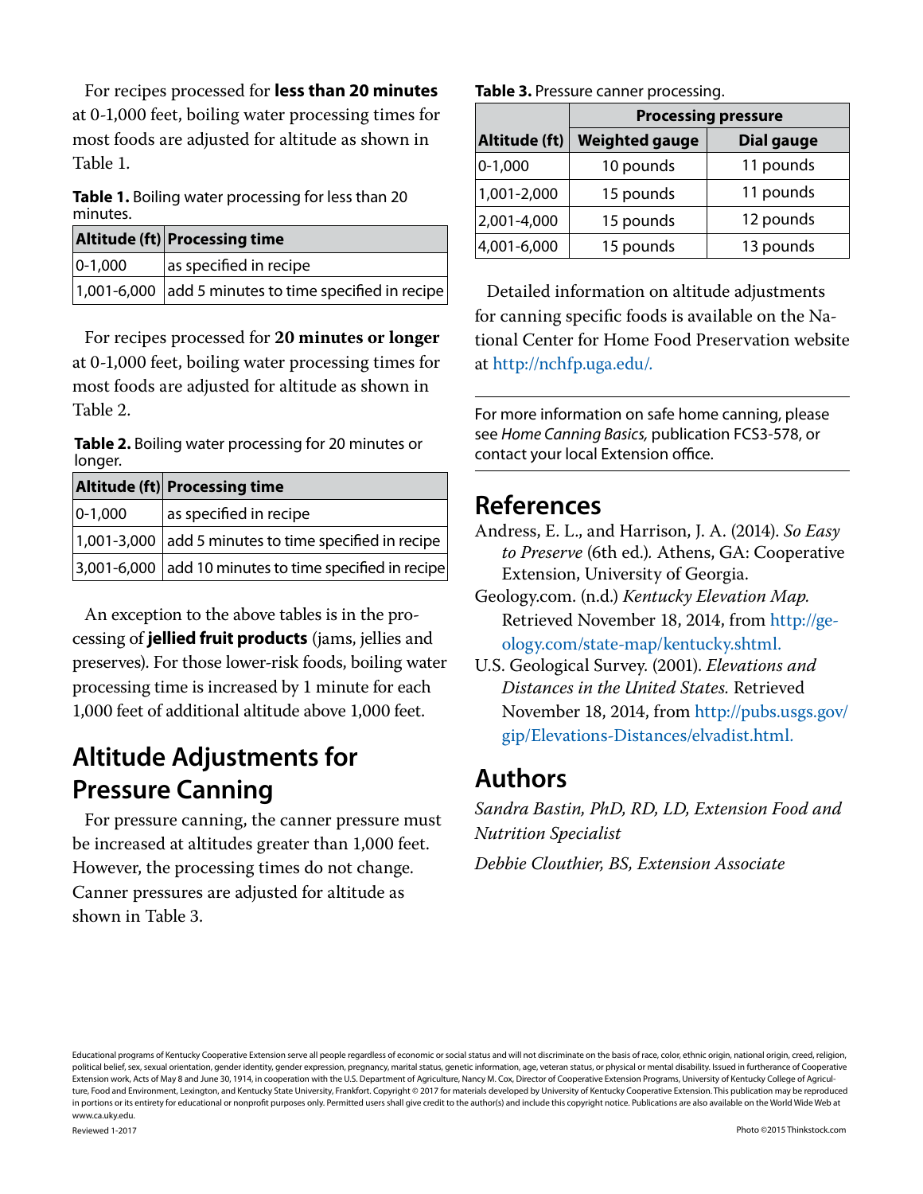For recipes processed for **less than 20 minutes** at 0-1,000 feet, boiling water processing times for most foods are adjusted for altitude as shown in Table 1.

**Table 1.** Boiling water processing for less than 20 minutes.

| Altitude (ft) | Processing time |
|---|---|
| 0-1,000 | as specified in recipe |
| 1,001-6,000 | add 5 minutes to time specified in recipe |

For recipes processed for **20 minutes or longer** at 0-1,000 feet, boiling water processing times for most foods are adjusted for altitude as shown in Table 2.

**Table 2.** Boiling water processing for 20 minutes or longer.

| Altitude (ft) | Processing time |
|---|---|
| 0-1,000 | as specified in recipe |
| 1,001-3,000 | add 5 minutes to time specified in recipe |
| 3,001-6,000 | add 10 minutes to time specified in recipe |

An exception to the above tables is in the processing of **jellied fruit products** (jams, jellies and preserves). For those lower-risk foods, boiling water processing time is increased by 1 minute for each 1,000 feet of additional altitude above 1,000 feet.

## Altitude Adjustments for Pressure Canning

For pressure canning, the canner pressure must be increased at altitudes greater than 1,000 feet. However, the processing times do not change. Canner pressures are adjusted for altitude as shown in Table 3.

**Table 3.** Pressure canner processing.

| Altitude (ft) | Processing pressure | |
|---|---|---|
| | Weighted gauge | Dial gauge |
| 0-1,000 | 10 pounds | 11 pounds |
| 1,001-2,000 | 15 pounds | 11 pounds |
| 2,001-4,000 | 15 pounds | 12 pounds |
| 4,001-6,000 | 15 pounds | 13 pounds |

Detailed information on altitude adjustments for canning specific foods is available on the National Center for Home Food Preservation website at http://nchfp.uga.edu/.

---

For more information on safe home canning, please see *Home Canning Basics,* publication FCS3-578, or contact your local Extension office.

---

## References

Andress, E. L., and Harrison, J. A. (2014). *So Easy to Preserve* (6th ed.). Athens, GA: Cooperative Extension, University of Georgia.

Geology.com. (n.d.) *Kentucky Elevation Map.* Retrieved November 18, 2014, from http://geology.com/state-map/kentucky.shtml.

U.S. Geological Survey. (2001). *Elevations and Distances in the United States.* Retrieved November 18, 2014, from http://pubs.usgs.gov/gip/Elevations-Distances/elvadist.html.

## Authors

*Sandra Bastin, PhD, RD, LD, Extension Food and Nutrition Specialist*

*Debbie Clouthier, BS, Extension Associate*

Educational programs of Kentucky Cooperative Extension serve all people regardless of economic or social status and will not discriminate on the basis of race, color, ethnic origin, national origin, creed, religion, political belief, sex, sexual orientation, gender identity, gender expression, pregnancy, marital status, genetic information, age, veteran status, or physical or mental disability. Issued in furtherance of Cooperative Extension work, Acts of May 8 and June 30, 1914, in cooperation with the U.S. Department of Agriculture, Nancy M. Cox, Director of Cooperative Extension Programs, University of Kentucky College of Agriculture, Food and Environment, Lexington, and Kentucky State University, Frankfort. Copyright © 2017 for materials developed by University of Kentucky Cooperative Extension. This publication may be reproduced in portions or its entirety for educational or nonprofit purposes only. Permitted users shall give credit to the author(s) and include this copyright notice. Publications are also available on the World Wide Web at www.ca.uky.edu.

Reviewed 1-2017

Photo ©2015 Thinkstock.com